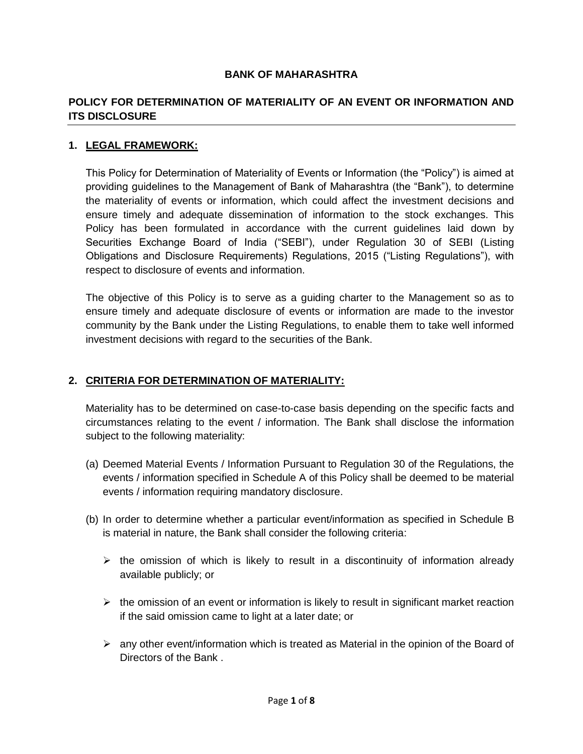# BANK OF MAHARASHTRA

## POLICY FOR DETERMINATION OF MATERIALITY OF AN EVENT OR INFORMATION AND ITS DISCLOSURE

### 1. LEGAL FRAMEWORK:

This Policy for Determination of Materiality of Events or Information (the "Policy") is aimed at providing guidelines to the Management of Bank of Maharashtra (the "Bank"), to determine the materiality of events or information, which could affect the investment decisions and ensure timely and adequate dissemination of information to the stock exchanges. This Policy has been formulated in accordance with the current guidelines laid down by Securities Exchange Board of India ("SEBI"), under Regulation 30 of SEBI (Listing Obligations and Disclosure Requirements) Regulations, 2015 ("Listing Regulations"), with respect to disclosure of events and information.

The objective of this Policy is to serve as a guiding charter to the Management so as to ensure timely and adequate disclosure of events or information are made to the investor community by the Bank under the Listing Regulations, to enable them to take well informed investment decisions with regard to the securities of the Bank.

### 2. CRITERIA FOR DETERMINATION OF MATERIALITY:

Materiality has to be determined on case-to-case basis depending on the specific facts and circumstances relating to the event / information. The Bank shall disclose the information subject to the following materiality:

(a) Deemed Material Events / Information Pursuant to Regulation 30 of the Regulations, the events / information specified in Schedule A of this Policy shall be deemed to be material events / information requiring mandatory disclosure.

(b) In order to determine whether a particular event/information as specified in Schedule B is material in nature, the Bank shall consider the following criteria:

- the omission of which is likely to result in a discontinuity of information already available publicly; or
- the omission of an event or information is likely to result in significant market reaction if the said omission came to light at a later date; or
- any other event/information which is treated as Material in the opinion of the Board of Directors of the Bank .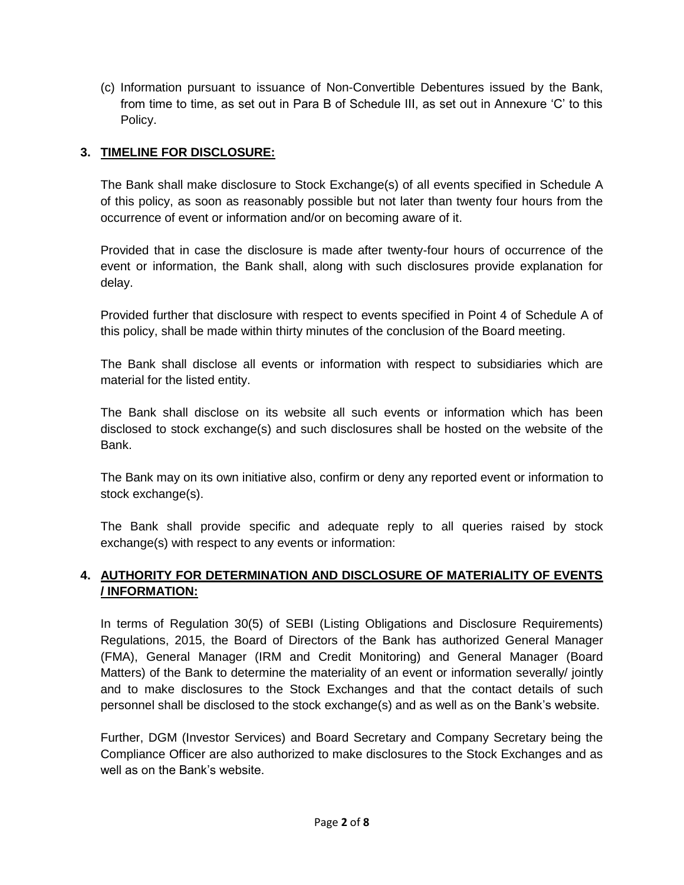(c) Information pursuant to issuance of Non-Convertible Debentures issued by the Bank, from time to time, as set out in Para B of Schedule III, as set out in Annexure 'C' to this Policy.

## 3. TIMELINE FOR DISCLOSURE:

The Bank shall make disclosure to Stock Exchange(s) of all events specified in Schedule A of this policy, as soon as reasonably possible but not later than twenty four hours from the occurrence of event or information and/or on becoming aware of it.

Provided that in case the disclosure is made after twenty-four hours of occurrence of the event or information, the Bank shall, along with such disclosures provide explanation for delay.

Provided further that disclosure with respect to events specified in Point 4 of Schedule A of this policy, shall be made within thirty minutes of the conclusion of the Board meeting.

The Bank shall disclose all events or information with respect to subsidiaries which are material for the listed entity.

The Bank shall disclose on its website all such events or information which has been disclosed to stock exchange(s) and such disclosures shall be hosted on the website of the Bank.

The Bank may on its own initiative also, confirm or deny any reported event or information to stock exchange(s).

The Bank shall provide specific and adequate reply to all queries raised by stock exchange(s) with respect to any events or information:

## 4. AUTHORITY FOR DETERMINATION AND DISCLOSURE OF MATERIALITY OF EVENTS / INFORMATION:

In terms of Regulation 30(5) of SEBI (Listing Obligations and Disclosure Requirements) Regulations, 2015, the Board of Directors of the Bank has authorized General Manager (FMA), General Manager (IRM and Credit Monitoring) and General Manager (Board Matters) of the Bank to determine the materiality of an event or information severally/ jointly and to make disclosures to the Stock Exchanges and that the contact details of such personnel shall be disclosed to the stock exchange(s) and as well as on the Bank's website.

Further, DGM (Investor Services) and Board Secretary and Company Secretary being the Compliance Officer are also authorized to make disclosures to the Stock Exchanges and as well as on the Bank's website.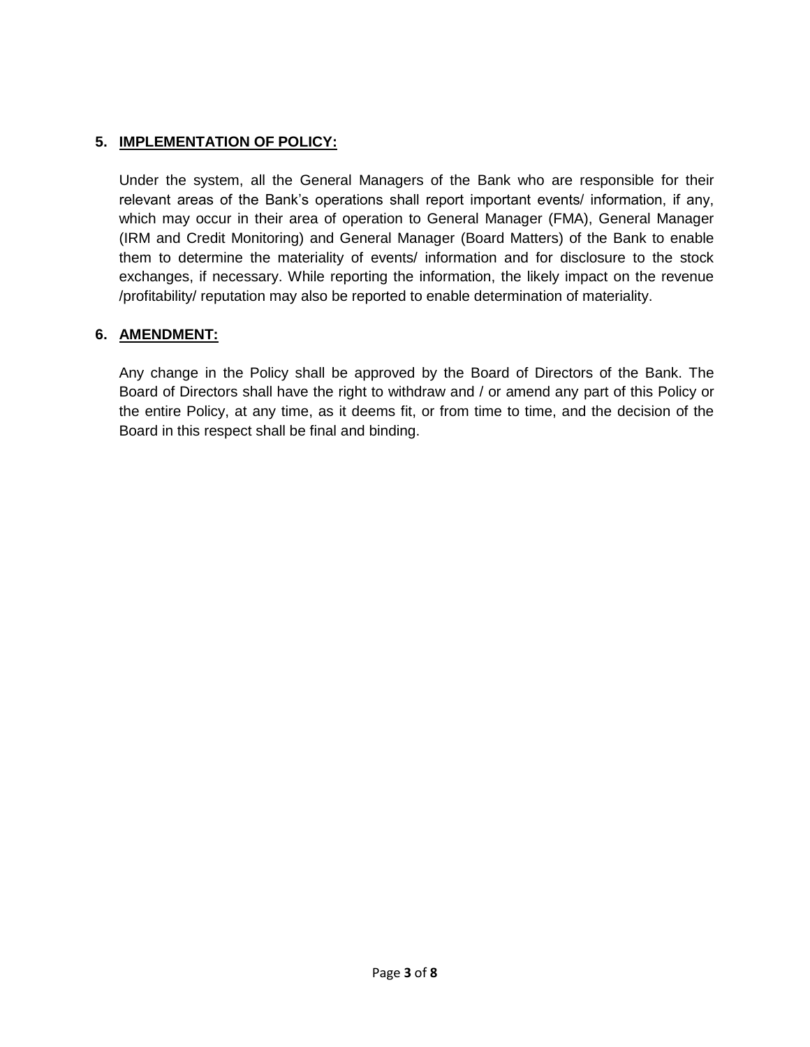## 5. IMPLEMENTATION OF POLICY:

Under the system, all the General Managers of the Bank who are responsible for their relevant areas of the Bank's operations shall report important events/ information, if any, which may occur in their area of operation to General Manager (FMA), General Manager (IRM and Credit Monitoring) and General Manager (Board Matters) of the Bank to enable them to determine the materiality of events/ information and for disclosure to the stock exchanges, if necessary. While reporting the information, the likely impact on the revenue /profitability/ reputation may also be reported to enable determination of materiality.

## 6. AMENDMENT:

Any change in the Policy shall be approved by the Board of Directors of the Bank. The Board of Directors shall have the right to withdraw and / or amend any part of this Policy or the entire Policy, at any time, as it deems fit, or from time to time, and the decision of the Board in this respect shall be final and binding.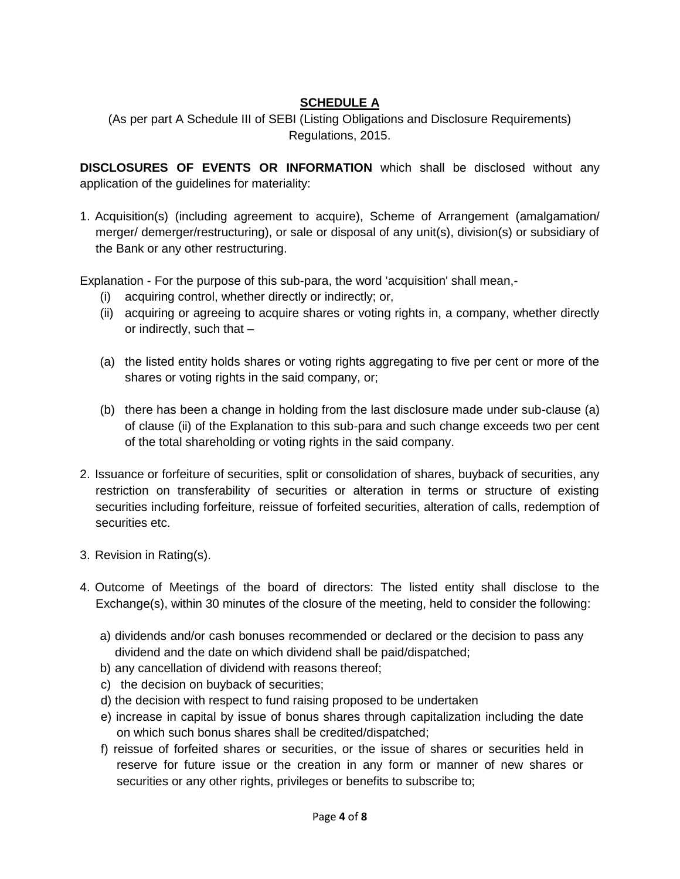## SCHEDULE A

(As per part A Schedule III of SEBI (Listing Obligations and Disclosure Requirements) Regulations, 2015.

**DISCLOSURES OF EVENTS OR INFORMATION** which shall be disclosed without any application of the guidelines for materiality:

1. Acquisition(s) (including agreement to acquire), Scheme of Arrangement (amalgamation/ merger/ demerger/restructuring), or sale or disposal of any unit(s), division(s) or subsidiary of the Bank or any other restructuring.

Explanation - For the purpose of this sub-para, the word 'acquisition' shall mean,-

(i) acquiring control, whether directly or indirectly; or,

(ii) acquiring or agreeing to acquire shares or voting rights in, a company, whether directly or indirectly, such that –

(a) the listed entity holds shares or voting rights aggregating to five per cent or more of the shares or voting rights in the said company, or;

(b) there has been a change in holding from the last disclosure made under sub-clause (a) of clause (ii) of the Explanation to this sub-para and such change exceeds two per cent of the total shareholding or voting rights in the said company.

2. Issuance or forfeiture of securities, split or consolidation of shares, buyback of securities, any restriction on transferability of securities or alteration in terms or structure of existing securities including forfeiture, reissue of forfeited securities, alteration of calls, redemption of securities etc.

3. Revision in Rating(s).

4. Outcome of Meetings of the board of directors: The listed entity shall disclose to the Exchange(s), within 30 minutes of the closure of the meeting, held to consider the following:

   a) dividends and/or cash bonuses recommended or declared or the decision to pass any dividend and the date on which dividend shall be paid/dispatched;
   b) any cancellation of dividend with reasons thereof;
   c) the decision on buyback of securities;
   d) the decision with respect to fund raising proposed to be undertaken
   e) increase in capital by issue of bonus shares through capitalization including the date on which such bonus shares shall be credited/dispatched;
   f) reissue of forfeited shares or securities, or the issue of shares or securities held in reserve for future issue or the creation in any form or manner of new shares or securities or any other rights, privileges or benefits to subscribe to;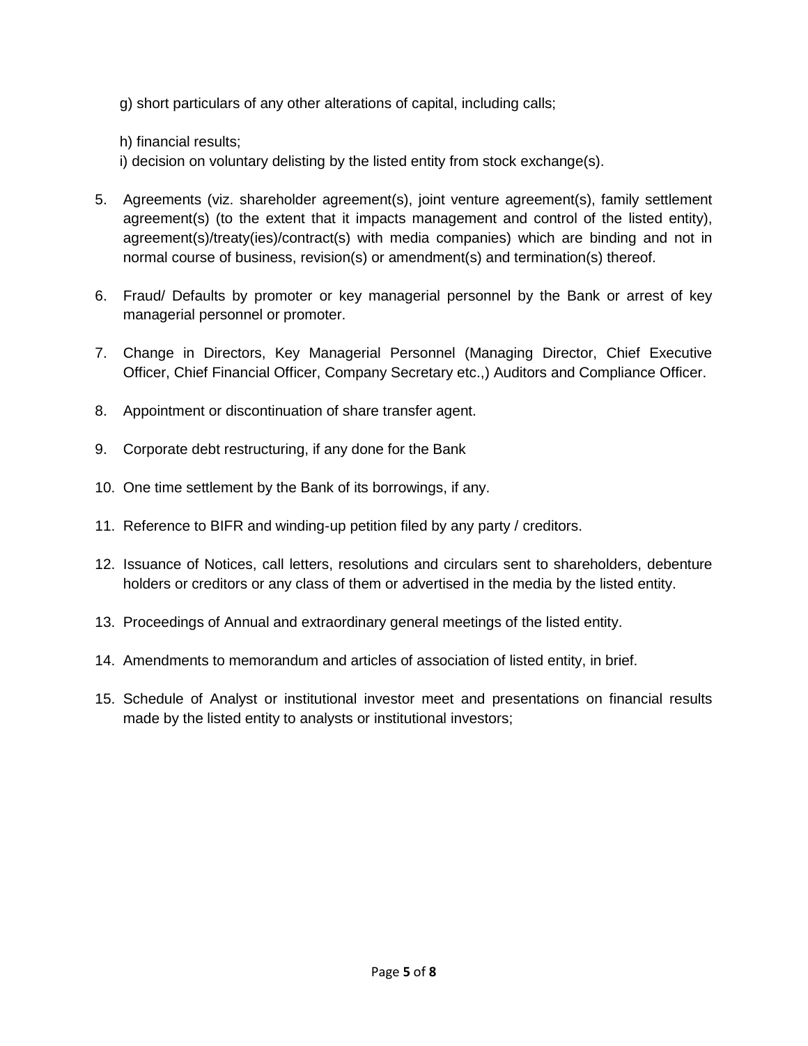g) short particulars of any other alterations of capital, including calls;

h) financial results;
i) decision on voluntary delisting by the listed entity from stock exchange(s).

5. Agreements (viz. shareholder agreement(s), joint venture agreement(s), family settlement agreement(s) (to the extent that it impacts management and control of the listed entity), agreement(s)/treaty(ies)/contract(s) with media companies) which are binding and not in normal course of business, revision(s) or amendment(s) and termination(s) thereof.

6. Fraud/ Defaults by promoter or key managerial personnel by the Bank or arrest of key managerial personnel or promoter.

7. Change in Directors, Key Managerial Personnel (Managing Director, Chief Executive Officer, Chief Financial Officer, Company Secretary etc.,) Auditors and Compliance Officer.

8. Appointment or discontinuation of share transfer agent.

9. Corporate debt restructuring, if any done for the Bank

10. One time settlement by the Bank of its borrowings, if any.

11. Reference to BIFR and winding-up petition filed by any party / creditors.

12. Issuance of Notices, call letters, resolutions and circulars sent to shareholders, debenture holders or creditors or any class of them or advertised in the media by the listed entity.

13. Proceedings of Annual and extraordinary general meetings of the listed entity.

14. Amendments to memorandum and articles of association of listed entity, in brief.

15. Schedule of Analyst or institutional investor meet and presentations on financial results made by the listed entity to analysts or institutional investors;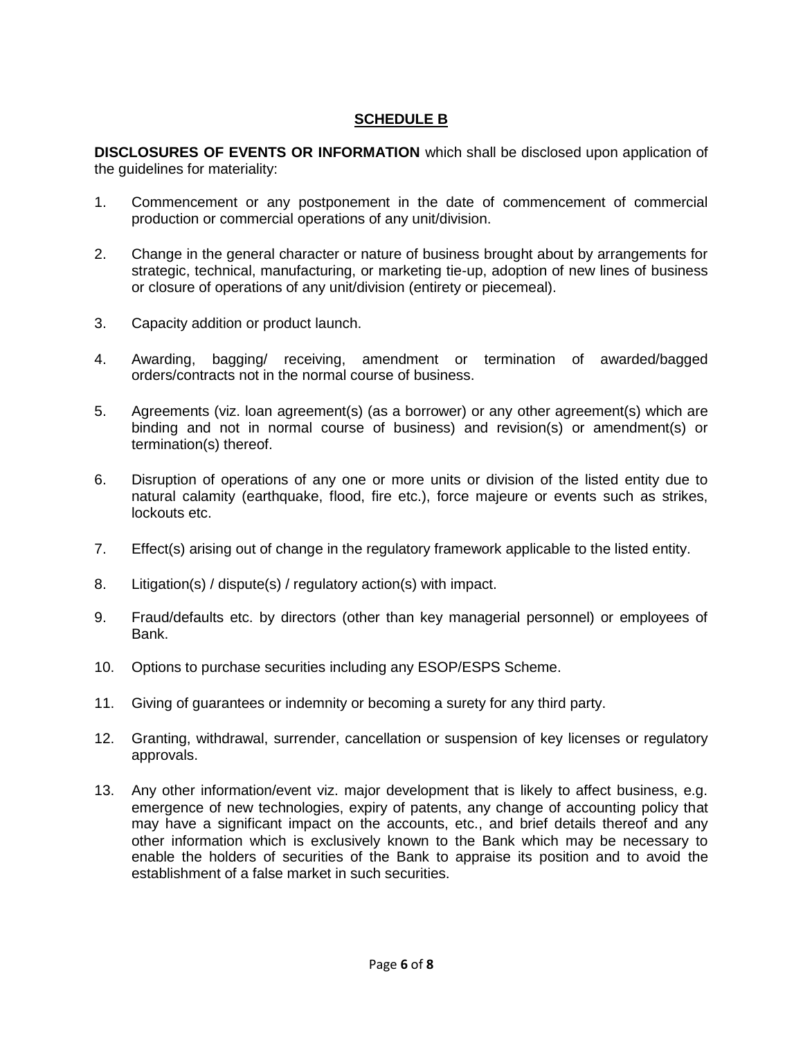## SCHEDULE B

**DISCLOSURES OF EVENTS OR INFORMATION** which shall be disclosed upon application of the guidelines for materiality:

1. Commencement or any postponement in the date of commencement of commercial production or commercial operations of any unit/division.

2. Change in the general character or nature of business brought about by arrangements for strategic, technical, manufacturing, or marketing tie-up, adoption of new lines of business or closure of operations of any unit/division (entirety or piecemeal).

3. Capacity addition or product launch.

4. Awarding, bagging/ receiving, amendment or termination of awarded/bagged orders/contracts not in the normal course of business.

5. Agreements (viz. loan agreement(s) (as a borrower) or any other agreement(s) which are binding and not in normal course of business) and revision(s) or amendment(s) or termination(s) thereof.

6. Disruption of operations of any one or more units or division of the listed entity due to natural calamity (earthquake, flood, fire etc.), force majeure or events such as strikes, lockouts etc.

7. Effect(s) arising out of change in the regulatory framework applicable to the listed entity.

8. Litigation(s) / dispute(s) / regulatory action(s) with impact.

9. Fraud/defaults etc. by directors (other than key managerial personnel) or employees of Bank.

10. Options to purchase securities including any ESOP/ESPS Scheme.

11. Giving of guarantees or indemnity or becoming a surety for any third party.

12. Granting, withdrawal, surrender, cancellation or suspension of key licenses or regulatory approvals.

13. Any other information/event viz. major development that is likely to affect business, e.g. emergence of new technologies, expiry of patents, any change of accounting policy that may have a significant impact on the accounts, etc., and brief details thereof and any other information which is exclusively known to the Bank which may be necessary to enable the holders of securities of the Bank to appraise its position and to avoid the establishment of a false market in such securities.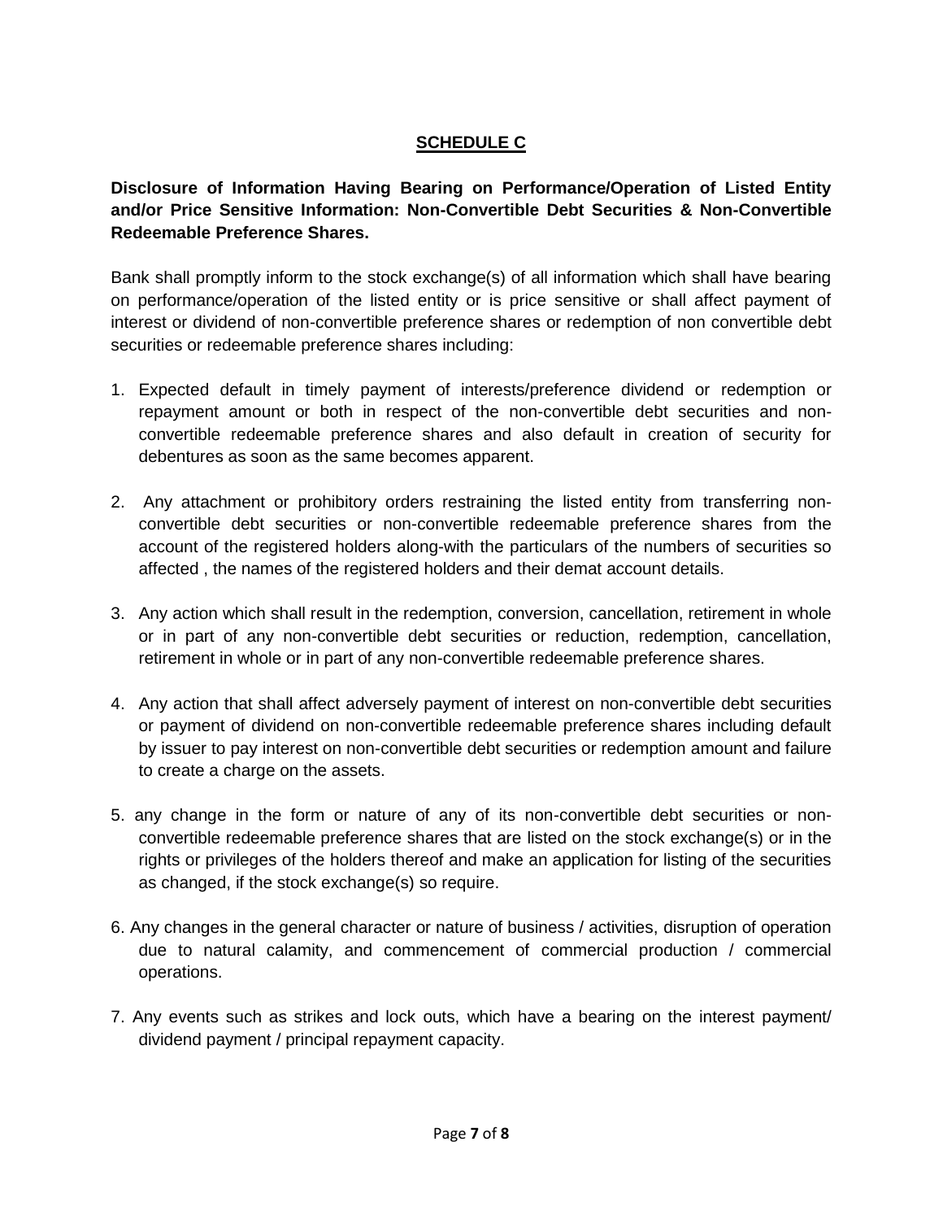## SCHEDULE C

**Disclosure of Information Having Bearing on Performance/Operation of Listed Entity and/or Price Sensitive Information: Non-Convertible Debt Securities & Non-Convertible Redeemable Preference Shares.**

Bank shall promptly inform to the stock exchange(s) of all information which shall have bearing on performance/operation of the listed entity or is price sensitive or shall affect payment of interest or dividend of non-convertible preference shares or redemption of non convertible debt securities or redeemable preference shares including:

1. Expected default in timely payment of interests/preference dividend or redemption or repayment amount or both in respect of the non-convertible debt securities and non-convertible redeemable preference shares and also default in creation of security for debentures as soon as the same becomes apparent.

2. Any attachment or prohibitory orders restraining the listed entity from transferring non-convertible debt securities or non-convertible redeemable preference shares from the account of the registered holders along-with the particulars of the numbers of securities so affected , the names of the registered holders and their demat account details.

3. Any action which shall result in the redemption, conversion, cancellation, retirement in whole or in part of any non-convertible debt securities or reduction, redemption, cancellation, retirement in whole or in part of any non-convertible redeemable preference shares.

4. Any action that shall affect adversely payment of interest on non-convertible debt securities or payment of dividend on non-convertible redeemable preference shares including default by issuer to pay interest on non-convertible debt securities or redemption amount and failure to create a charge on the assets.

5. any change in the form or nature of any of its non-convertible debt securities or non-convertible redeemable preference shares that are listed on the stock exchange(s) or in the rights or privileges of the holders thereof and make an application for listing of the securities as changed, if the stock exchange(s) so require.

6. Any changes in the general character or nature of business / activities, disruption of operation due to natural calamity, and commencement of commercial production / commercial operations.

7. Any events such as strikes and lock outs, which have a bearing on the interest payment/ dividend payment / principal repayment capacity.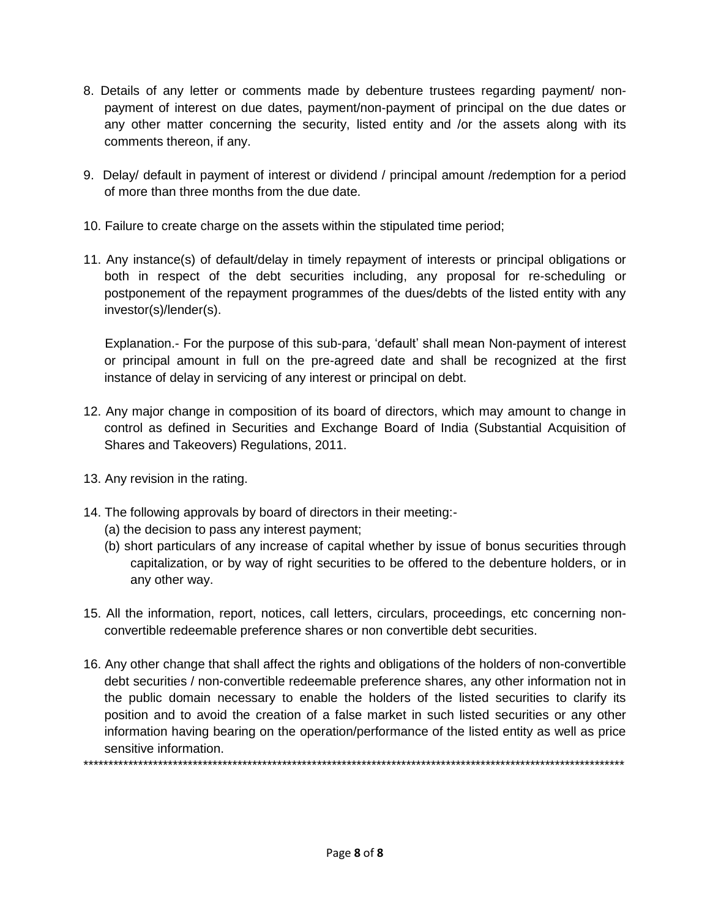8. Details of any letter or comments made by debenture trustees regarding payment/ non-payment of interest on due dates, payment/non-payment of principal on the due dates or any other matter concerning the security, listed entity and /or the assets along with its comments thereon, if any.

9. Delay/ default in payment of interest or dividend / principal amount /redemption for a period of more than three months from the due date.

10. Failure to create charge on the assets within the stipulated time period;

11. Any instance(s) of default/delay in timely repayment of interests or principal obligations or both in respect of the debt securities including, any proposal for re-scheduling or postponement of the repayment programmes of the dues/debts of the listed entity with any investor(s)/lender(s).

    Explanation.- For the purpose of this sub-para, 'default' shall mean Non-payment of interest or principal amount in full on the pre-agreed date and shall be recognized at the first instance of delay in servicing of any interest or principal on debt.

12. Any major change in composition of its board of directors, which may amount to change in control as defined in Securities and Exchange Board of India (Substantial Acquisition of Shares and Takeovers) Regulations, 2011.

13. Any revision in the rating.

14. The following approvals by board of directors in their meeting:-
    (a) the decision to pass any interest payment;
    (b) short particulars of any increase of capital whether by issue of bonus securities through capitalization, or by way of right securities to be offered to the debenture holders, or in any other way.

15. All the information, report, notices, call letters, circulars, proceedings, etc concerning non-convertible redeemable preference shares or non convertible debt securities.

16. Any other change that shall affect the rights and obligations of the holders of non-convertible debt securities / non-convertible redeemable preference shares, any other information not in the public domain necessary to enable the holders of the listed securities to clarify its position and to avoid the creation of a false market in such listed securities or any other information having bearing on the operation/performance of the listed entity as well as price sensitive information.

******************************************************************************************************************